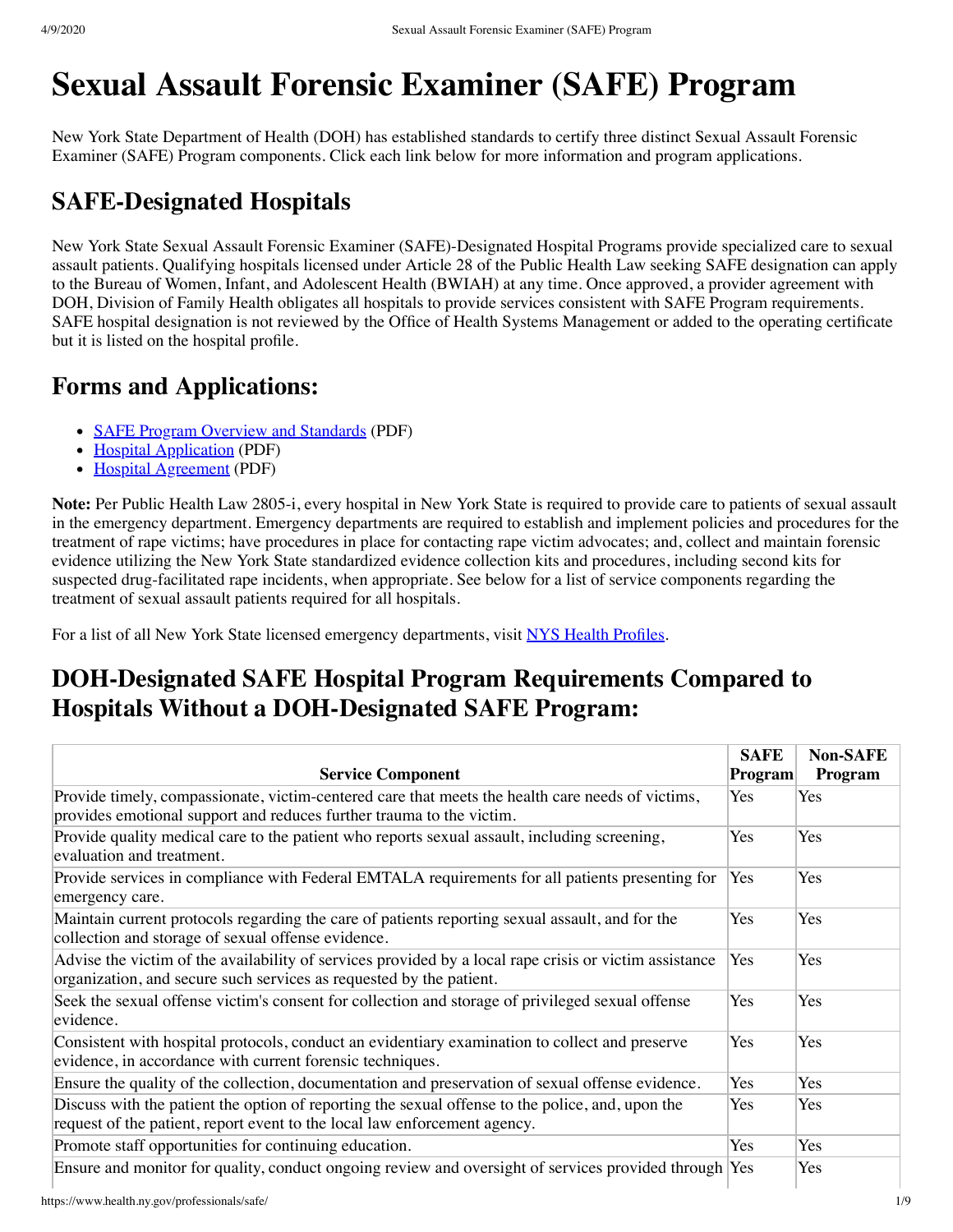# Sexual Assault Forensic Examiner (SAFE) Program

New York State Department of Health (DOH) has established standards to certify three distinct Sexual Assault Forensic Examiner (SAFE) Program components. Click each link below for more information and program applications.

## SAFE-Designated Hospitals

New York State Sexual Assault Forensic Examiner (SAFE)-Designated Hospital Programs provide specialized care to sexual assault patients. Qualifying hospitals licensed under Article 28 of the Public Health Law seeking SAFE designation can apply to the Bureau of Women, Infant, and Adolescent Health (BWIAH) at any time. Once approved, a provider agreement with DOH, Division of Family Health obligates all hospitals to provide services consistent with SAFE Program requirements. SAFE hospital designation is not reviewed by the Office of Health Systems Management or added to the operating certificate but it is listed on the hospital profile.

## Forms and Applications:

- SAFE Program Overview and Standards (PDF)
- Hospital Application (PDF)
- Hospital Agreement (PDF)

**Note:** Per Public Health Law 2805-i, every hospital in New York State is required to provide care to patients of sexual assault in the emergency department. Emergency departments are required to establish and implement policies and procedures for the treatment of rape victims; have procedures in place for contacting rape victim advocates; and, collect and maintain forensic evidence utilizing the New York State standardized evidence collection kits and procedures, including second kits for suspected drug-facilitated rape incidents, when appropriate. See below for a list of service components regarding the treatment of sexual assault patients required for all hospitals.

For a list of all New York State licensed emergency departments, visit NYS Health Profiles.

## DOH-Designated SAFE Hospital Program Requirements Compared to Hospitals Without a DOH-Designated SAFE Program:

| Service Component | SAFE Program | Non-SAFE Program |
|---|---|---|
| Provide timely, compassionate, victim-centered care that meets the health care needs of victims, provides emotional support and reduces further trauma to the victim. | Yes | Yes |
| Provide quality medical care to the patient who reports sexual assault, including screening, evaluation and treatment. | Yes | Yes |
| Provide services in compliance with Federal EMTALA requirements for all patients presenting for emergency care. | Yes | Yes |
| Maintain current protocols regarding the care of patients reporting sexual assault, and for the collection and storage of sexual offense evidence. | Yes | Yes |
| Advise the victim of the availability of services provided by a local rape crisis or victim assistance organization, and secure such services as requested by the patient. | Yes | Yes |
| Seek the sexual offense victim's consent for collection and storage of privileged sexual offense evidence. | Yes | Yes |
| Consistent with hospital protocols, conduct an evidentiary examination to collect and preserve evidence, in accordance with current forensic techniques. | Yes | Yes |
| Ensure the quality of the collection, documentation and preservation of sexual offense evidence. | Yes | Yes |
| Discuss with the patient the option of reporting the sexual offense to the police, and, upon the request of the patient, report event to the local law enforcement agency. | Yes | Yes |
| Promote staff opportunities for continuing education. | Yes | Yes |
| Ensure and monitor for quality, conduct ongoing review and oversight of services provided through | Yes | Yes |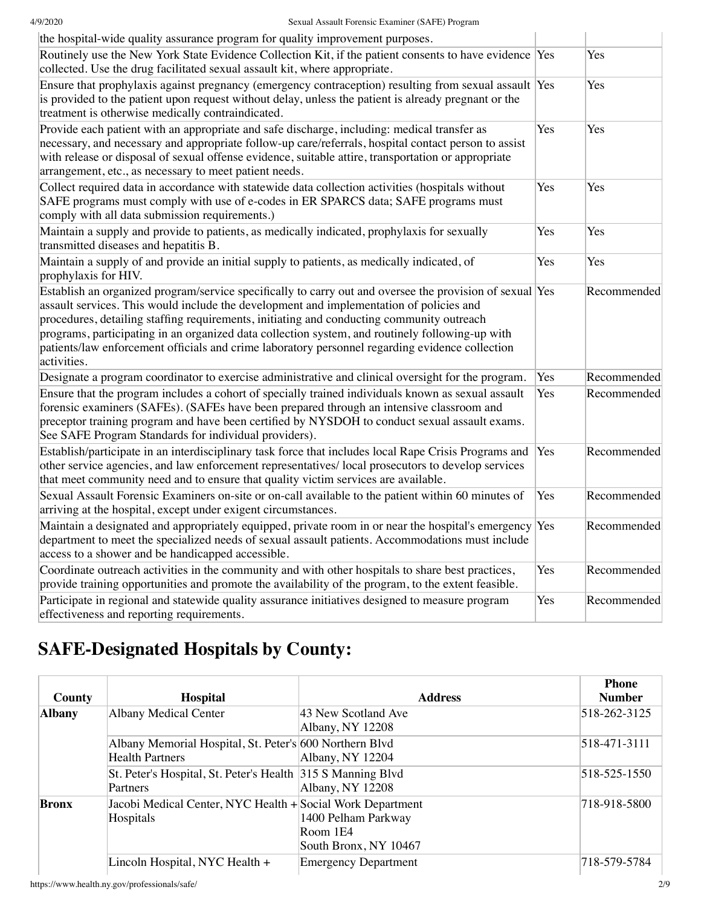| | | |
|---|---|---|
| the hospital-wide quality assurance program for quality improvement purposes. | | |
| Routinely use the New York State Evidence Collection Kit, if the patient consents to have evidence collected. Use the drug facilitated sexual assault kit, where appropriate. | Yes | Yes |
| Ensure that prophylaxis against pregnancy (emergency contraception) resulting from sexual assault is provided to the patient upon request without delay, unless the patient is already pregnant or the treatment is otherwise medically contraindicated. | Yes | Yes |
| Provide each patient with an appropriate and safe discharge, including: medical transfer as necessary, and necessary and appropriate follow-up care/referrals, hospital contact person to assist with release or disposal of sexual offense evidence, suitable attire, transportation or appropriate arrangement, etc., as necessary to meet patient needs. | Yes | Yes |
| Collect required data in accordance with statewide data collection activities (hospitals without SAFE programs must comply with use of e-codes in ER SPARCS data; SAFE programs must comply with all data submission requirements.) | Yes | Yes |
| Maintain a supply and provide to patients, as medically indicated, prophylaxis for sexually transmitted diseases and hepatitis B. | Yes | Yes |
| Maintain a supply of and provide an initial supply to patients, as medically indicated, of prophylaxis for HIV. | Yes | Yes |
| Establish an organized program/service specifically to carry out and oversee the provision of sexual assault services. This would include the development and implementation of policies and procedures, detailing staffing requirements, initiating and conducting community outreach programs, participating in an organized data collection system, and routinely following-up with patients/law enforcement officials and crime laboratory personnel regarding evidence collection activities. | Yes | Recommended |
| Designate a program coordinator to exercise administrative and clinical oversight for the program. | Yes | Recommended |
| Ensure that the program includes a cohort of specially trained individuals known as sexual assault forensic examiners (SAFEs). (SAFEs have been prepared through an intensive classroom and preceptor training program and have been certified by NYSDOH to conduct sexual assault exams. See SAFE Program Standards for individual providers). | Yes | Recommended |
| Establish/participate in an interdisciplinary task force that includes local Rape Crisis Programs and other service agencies, and law enforcement representatives/ local prosecutors to develop services that meet community need and to ensure that quality victim services are available. | Yes | Recommended |
| Sexual Assault Forensic Examiners on-site or on-call available to the patient within 60 minutes of arriving at the hospital, except under exigent circumstances. | Yes | Recommended |
| Maintain a designated and appropriately equipped, private room in or near the hospital's emergency department to meet the specialized needs of sexual assault patients. Accommodations must include access to a shower and be handicapped accessible. | Yes | Recommended |
| Coordinate outreach activities in the community and with other hospitals to share best practices, provide training opportunities and promote the availability of the program, to the extent feasible. | Yes | Recommended |
| Participate in regional and statewide quality assurance initiatives designed to measure program effectiveness and reporting requirements. | Yes | Recommended |

## SAFE-Designated Hospitals by County:

| County | Hospital | Address | Phone Number |
|---|---|---|---|
| **Albany** | Albany Medical Center | 43 New Scotland Ave<br>Albany, NY 12208 | 518-262-3125 |
| | Albany Memorial Hospital, St. Peter's Health Partners | 600 Northern Blvd<br>Albany, NY 12204 | 518-471-3111 |
| | St. Peter's Hospital, St. Peter's Health Partners | 315 S Manning Blvd<br>Albany, NY 12208 | 518-525-1550 |
| **Bronx** | Jacobi Medical Center, NYC Health + Hospitals | Social Work Department<br>1400 Pelham Parkway<br>Room 1E4<br>South Bronx, NY 10467 | 718-918-5800 |
| | Lincoln Hospital, NYC Health + | Emergency Department | 718-579-5784 |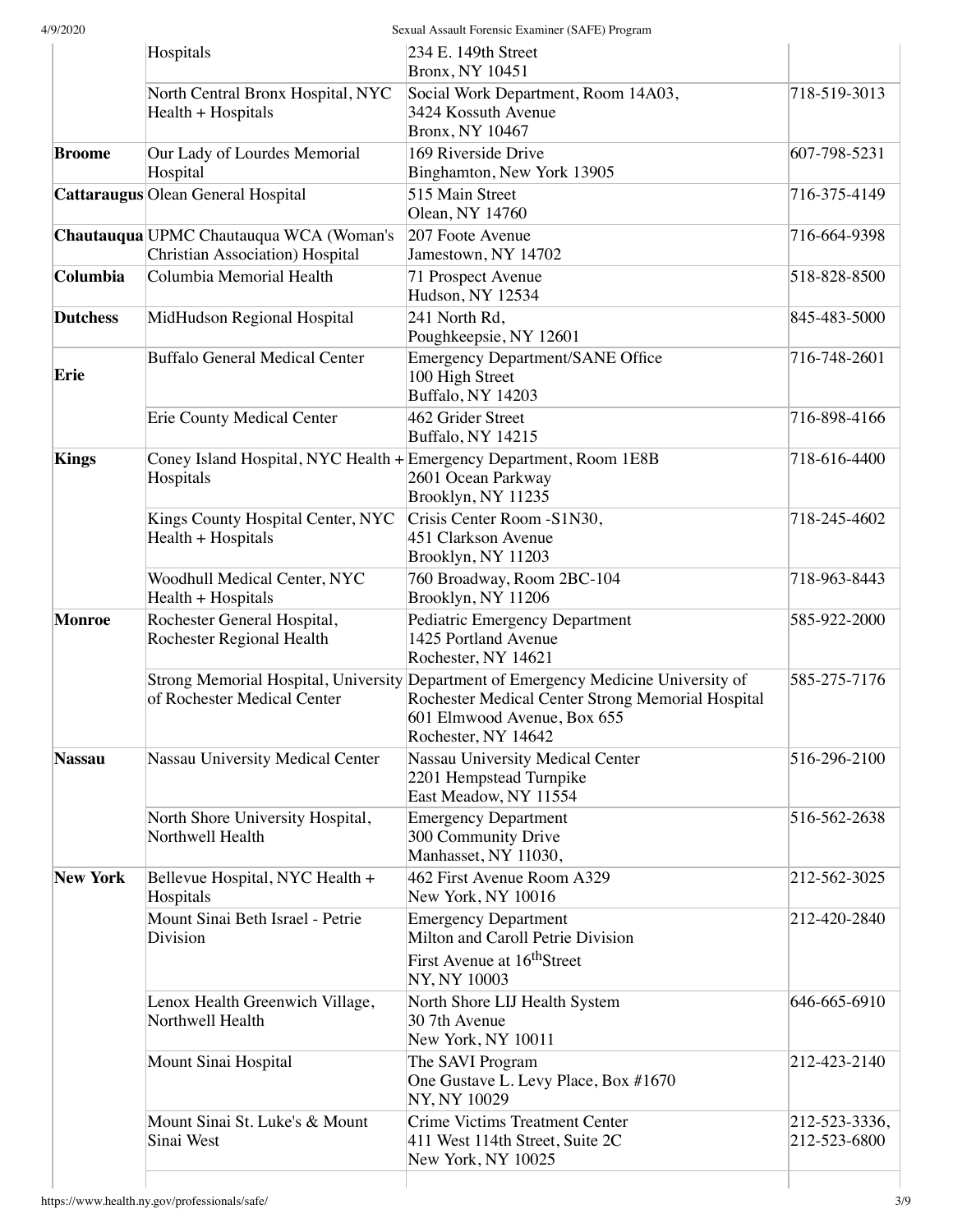| | | | |
|---|---|---|---|
| | Hospitals | 234 E. 149th Street<br>Bronx, NY 10451 | |
| | North Central Bronx Hospital, NYC Health + Hospitals | Social Work Department, Room 14A03,<br>3424 Kossuth Avenue<br>Bronx, NY 10467 | 718-519-3013 |
| **Broome** | Our Lady of Lourdes Memorial Hospital | 169 Riverside Drive<br>Binghamton, New York 13905 | 607-798-5231 |
| **Cattaraugus** | Olean General Hospital | 515 Main Street<br>Olean, NY 14760 | 716-375-4149 |
| **Chautauqua** | UPMC Chautauqua WCA (Woman's Christian Association) Hospital | 207 Foote Avenue<br>Jamestown, NY 14702 | 716-664-9398 |
| **Columbia** | Columbia Memorial Health | 71 Prospect Avenue<br>Hudson, NY 12534 | 518-828-8500 |
| **Dutchess** | MidHudson Regional Hospital | 241 North Rd,<br>Poughkeepsie, NY 12601 | 845-483-5000 |
| **Erie** | Buffalo General Medical Center | Emergency Department/SANE Office<br>100 High Street<br>Buffalo, NY 14203 | 716-748-2601 |
| | Erie County Medical Center | 462 Grider Street<br>Buffalo, NY 14215 | 716-898-4166 |
| **Kings** | Coney Island Hospital, NYC Health + Hospitals | Emergency Department, Room 1E8B<br>2601 Ocean Parkway<br>Brooklyn, NY 11235 | 718-616-4400 |
| | Kings County Hospital Center, NYC Health + Hospitals | Crisis Center Room -S1N30,<br>451 Clarkson Avenue<br>Brooklyn, NY 11203 | 718-245-4602 |
| | Woodhull Medical Center, NYC Health + Hospitals | 760 Broadway, Room 2BC-104<br>Brooklyn, NY 11206 | 718-963-8443 |
| **Monroe** | Rochester General Hospital, Rochester Regional Health | Pediatric Emergency Department<br>1425 Portland Avenue<br>Rochester, NY 14621 | 585-922-2000 |
| | Strong Memorial Hospital, University of Rochester Medical Center | Department of Emergency Medicine University of Rochester Medical Center Strong Memorial Hospital<br>601 Elmwood Avenue, Box 655<br>Rochester, NY 14642 | 585-275-7176 |
| **Nassau** | Nassau University Medical Center | Nassau University Medical Center<br>2201 Hempstead Turnpike<br>East Meadow, NY 11554 | 516-296-2100 |
| | North Shore University Hospital, Northwell Health | Emergency Department<br>300 Community Drive<br>Manhasset, NY 11030, | 516-562-2638 |
| **New York** | Bellevue Hospital, NYC Health + Hospitals | 462 First Avenue Room A329<br>New York, NY 10016 | 212-562-3025 |
| | Mount Sinai Beth Israel - Petrie Division | Emergency Department<br>Milton and Caroll Petrie Division<br>First Avenue at 16thStreet<br>NY, NY 10003 | 212-420-2840 |
| | Lenox Health Greenwich Village, Northwell Health | North Shore LIJ Health System<br>30 7th Avenue<br>New York, NY 10011 | 646-665-6910 |
| | Mount Sinai Hospital | The SAVI Program<br>One Gustave L. Levy Place, Box #1670<br>NY, NY 10029 | 212-423-2140 |
| | Mount Sinai St. Luke's & Mount Sinai West | Crime Victims Treatment Center<br>411 West 114th Street, Suite 2C<br>New York, NY 10025 | 212-523-3336,<br>212-523-6800 |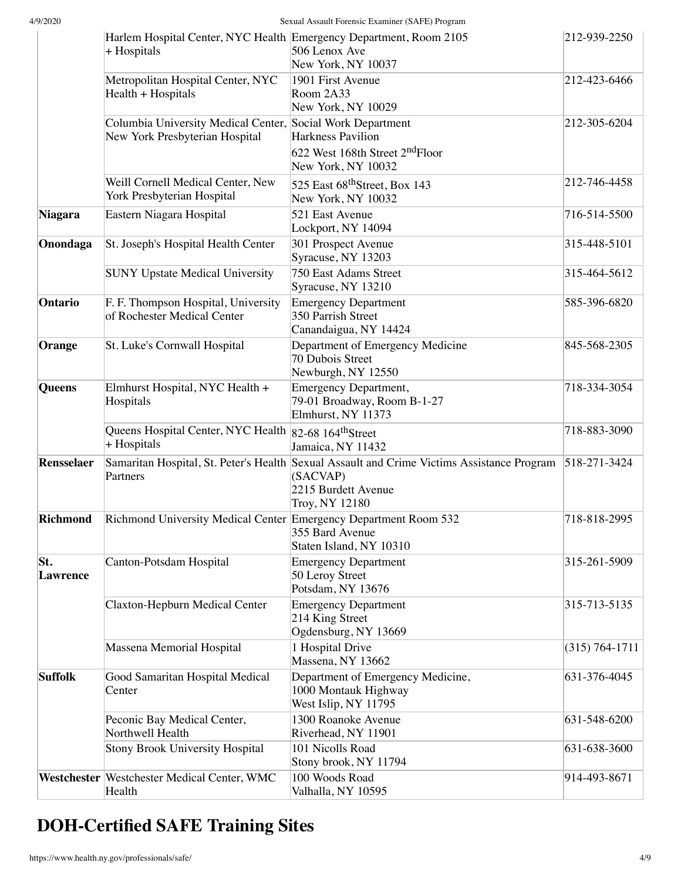| | | | |
|---|---|---|---|
| | Harlem Hospital Center, NYC Health + Hospitals | Emergency Department, Room 2105<br>506 Lenox Ave<br>New York, NY 10037 | 212-939-2250 |
| | Metropolitan Hospital Center, NYC Health + Hospitals | 1901 First Avenue<br>Room 2A33<br>New York, NY 10029 | 212-423-6466 |
| | Columbia University Medical Center, New York Presbyterian Hospital | Social Work Department<br>Harkness Pavilion<br>622 West 168th Street 2nd Floor<br>New York, NY 10032 | 212-305-6204 |
| | Weill Cornell Medical Center, New York Presbyterian Hospital | 525 East 68th Street, Box 143<br>New York, NY 10032 | 212-746-4458 |
| **Niagara** | Eastern Niagara Hospital | 521 East Avenue<br>Lockport, NY 14094 | 716-514-5500 |
| **Onondaga** | St. Joseph's Hospital Health Center | 301 Prospect Avenue<br>Syracuse, NY 13203 | 315-448-5101 |
| | SUNY Upstate Medical University | 750 East Adams Street<br>Syracuse, NY 13210 | 315-464-5612 |
| **Ontario** | F. F. Thompson Hospital, University of Rochester Medical Center | Emergency Department<br>350 Parrish Street<br>Canandaigua, NY 14424 | 585-396-6820 |
| **Orange** | St. Luke's Cornwall Hospital | Department of Emergency Medicine<br>70 Dubois Street<br>Newburgh, NY 12550 | 845-568-2305 |
| **Queens** | Elmhurst Hospital, NYC Health + Hospitals | Emergency Department,<br>79-01 Broadway, Room B-1-27<br>Elmhurst, NY 11373 | 718-334-3054 |
| | Queens Hospital Center, NYC Health + Hospitals | 82-68 164th Street<br>Jamaica, NY 11432 | 718-883-3090 |
| **Rensselaer** | Samaritan Hospital, St. Peter's Health Partners | Sexual Assault and Crime Victims Assistance Program (SACVAP)<br>2215 Burdett Avenue<br>Troy, NY 12180 | 518-271-3424 |
| **Richmond** | Richmond University Medical Center | Emergency Department Room 532<br>355 Bard Avenue<br>Staten Island, NY 10310 | 718-818-2995 |
| **St. Lawrence** | Canton-Potsdam Hospital | Emergency Department<br>50 Leroy Street<br>Potsdam, NY 13676 | 315-261-5909 |
| | Claxton-Hepburn Medical Center | Emergency Department<br>214 King Street<br>Ogdensburg, NY 13669 | 315-713-5135 |
| | Massena Memorial Hospital | 1 Hospital Drive<br>Massena, NY 13662 | (315) 764-1711 |
| **Suffolk** | Good Samaritan Hospital Medical Center | Department of Emergency Medicine,<br>1000 Montauk Highway<br>West Islip, NY 11795 | 631-376-4045 |
| | Peconic Bay Medical Center, Northwell Health | 1300 Roanoke Avenue<br>Riverhead, NY 11901 | 631-548-6200 |
| | Stony Brook University Hospital | 101 Nicolls Road<br>Stony brook, NY 11794 | 631-638-3600 |
| **Westchester** | Westchester Medical Center, WMC Health | 100 Woods Road<br>Valhalla, NY 10595 | 914-493-8671 |

## DOH-Certified SAFE Training Sites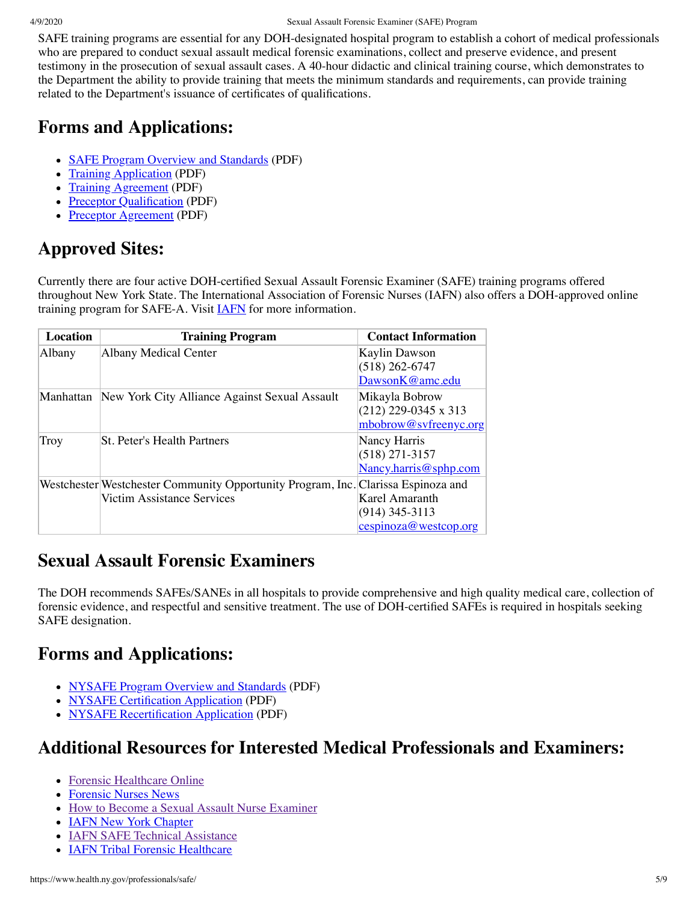SAFE training programs are essential for any DOH-designated hospital program to establish a cohort of medical professionals who are prepared to conduct sexual assault medical forensic examinations, collect and preserve evidence, and present testimony in the prosecution of sexual assault cases. A 40-hour didactic and clinical training course, which demonstrates to the Department the ability to provide training that meets the minimum standards and requirements, can provide training related to the Department's issuance of certificates of qualifications.

## Forms and Applications:

- SAFE Program Overview and Standards (PDF)
- Training Application (PDF)
- Training Agreement (PDF)
- Preceptor Qualification (PDF)
- Preceptor Agreement (PDF)

## Approved Sites:

Currently there are four active DOH-certified Sexual Assault Forensic Examiner (SAFE) training programs offered throughout New York State. The International Association of Forensic Nurses (IAFN) also offers a DOH-approved online training program for SAFE-A. Visit IAFN for more information.

| Location | Training Program | Contact Information |
|---|---|---|
| Albany | Albany Medical Center | Kaylin Dawson<br>(518) 262-6747<br>DawsonK@amc.edu |
| Manhattan | New York City Alliance Against Sexual Assault | Mikayla Bobrow<br>(212) 229-0345 x 313<br>mbobrow@svfreenyc.org |
| Troy | St. Peter's Health Partners | Nancy Harris<br>(518) 271-3157<br>Nancy.harris@sphp.com |
| Westchester | Westchester Community Opportunity Program, Inc. Victim Assistance Services | Clarissa Espinoza and Karel Amaranth<br>(914) 345-3113<br>cespinoza@westcop.org |

## Sexual Assault Forensic Examiners

The DOH recommends SAFEs/SANEs in all hospitals to provide comprehensive and high quality medical care, collection of forensic evidence, and respectful and sensitive treatment. The use of DOH-certified SAFEs is required in hospitals seeking SAFE designation.

## Forms and Applications:

- NYSAFE Program Overview and Standards (PDF)
- NYSAFE Certification Application (PDF)
- NYSAFE Recertification Application (PDF)

## Additional Resources for Interested Medical Professionals and Examiners:

- Forensic Healthcare Online
- Forensic Nurses News
- How to Become a Sexual Assault Nurse Examiner
- IAFN New York Chapter
- IAFN SAFE Technical Assistance
- IAFN Tribal Forensic Healthcare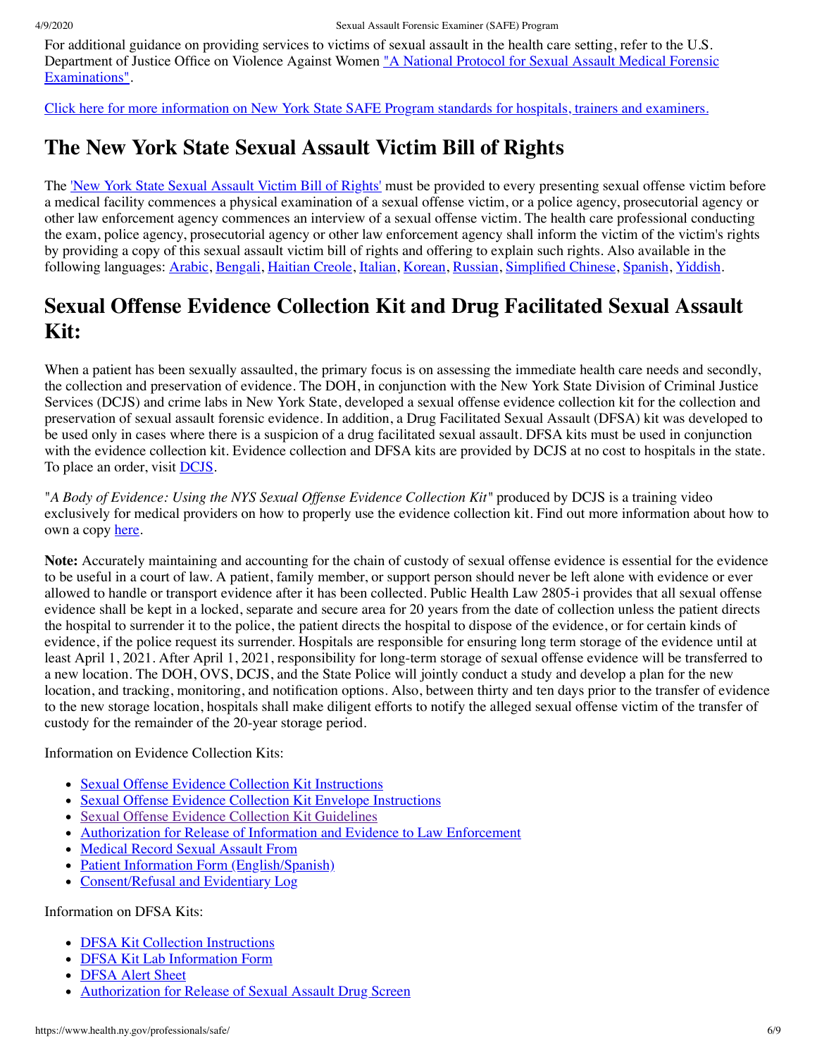For additional guidance on providing services to victims of sexual assault in the health care setting, refer to the U.S. Department of Justice Office on Violence Against Women "A National Protocol for Sexual Assault Medical Forensic Examinations".

Click here for more information on New York State SAFE Program standards for hospitals, trainers and examiners.

## The New York State Sexual Assault Victim Bill of Rights

The 'New York State Sexual Assault Victim Bill of Rights' must be provided to every presenting sexual offense victim before a medical facility commences a physical examination of a sexual offense victim, or a police agency, prosecutorial agency or other law enforcement agency commences an interview of a sexual offense victim. The health care professional conducting the exam, police agency, prosecutorial agency or other law enforcement agency shall inform the victim of the victim's rights by providing a copy of this sexual assault victim bill of rights and offering to explain such rights. Also available in the following languages: Arabic, Bengali, Haitian Creole, Italian, Korean, Russian, Simplified Chinese, Spanish, Yiddish.

## Sexual Offense Evidence Collection Kit and Drug Facilitated Sexual Assault Kit:

When a patient has been sexually assaulted, the primary focus is on assessing the immediate health care needs and secondly, the collection and preservation of evidence. The DOH, in conjunction with the New York State Division of Criminal Justice Services (DCJS) and crime labs in New York State, developed a sexual offense evidence collection kit for the collection and preservation of sexual assault forensic evidence. In addition, a Drug Facilitated Sexual Assault (DFSA) kit was developed to be used only in cases where there is a suspicion of a drug facilitated sexual assault. DFSA kits must be used in conjunction with the evidence collection kit. Evidence collection and DFSA kits are provided by DCJS at no cost to hospitals in the state. To place an order, visit DCJS.

"*A Body of Evidence: Using the NYS Sexual Offense Evidence Collection Kit*" produced by DCJS is a training video exclusively for medical providers on how to properly use the evidence collection kit. Find out more information about how to own a copy here.

**Note:** Accurately maintaining and accounting for the chain of custody of sexual offense evidence is essential for the evidence to be useful in a court of law. A patient, family member, or support person should never be left alone with evidence or ever allowed to handle or transport evidence after it has been collected. Public Health Law 2805-i provides that all sexual offense evidence shall be kept in a locked, separate and secure area for 20 years from the date of collection unless the patient directs the hospital to surrender it to the police, the patient directs the hospital to dispose of the evidence, or for certain kinds of evidence, if the police request its surrender. Hospitals are responsible for ensuring long term storage of the evidence until at least April 1, 2021. After April 1, 2021, responsibility for long-term storage of sexual offense evidence will be transferred to a new location. The DOH, OVS, DCJS, and the State Police will jointly conduct a study and develop a plan for the new location, and tracking, monitoring, and notification options. Also, between thirty and ten days prior to the transfer of evidence to the new storage location, hospitals shall make diligent efforts to notify the alleged sexual offense victim of the transfer of custody for the remainder of the 20-year storage period.

Information on Evidence Collection Kits:

- Sexual Offense Evidence Collection Kit Instructions
- Sexual Offense Evidence Collection Kit Envelope Instructions
- Sexual Offense Evidence Collection Kit Guidelines
- Authorization for Release of Information and Evidence to Law Enforcement
- Medical Record Sexual Assault From
- Patient Information Form (English/Spanish)
- Consent/Refusal and Evidentiary Log

Information on DFSA Kits:

- DFSA Kit Collection Instructions
- DFSA Kit Lab Information Form
- DFSA Alert Sheet
- Authorization for Release of Sexual Assault Drug Screen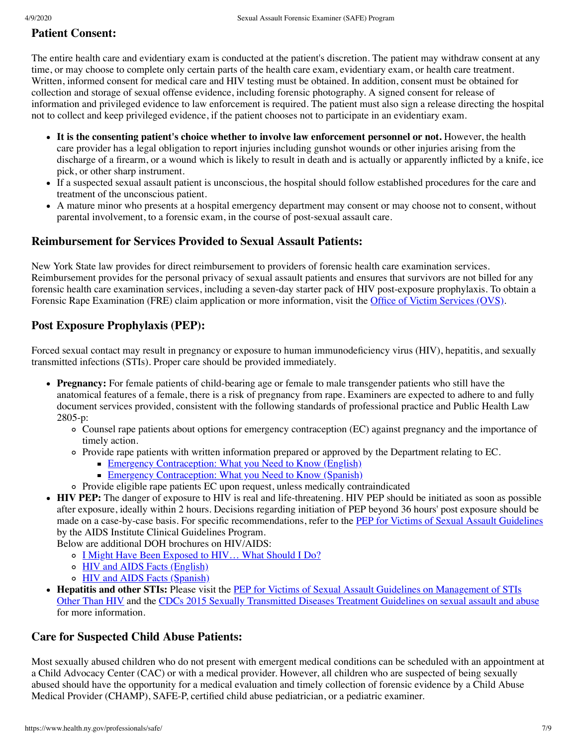## Patient Consent:

The entire health care and evidentiary exam is conducted at the patient's discretion. The patient may withdraw consent at any time, or may choose to complete only certain parts of the health care exam, evidentiary exam, or health care treatment. Written, informed consent for medical care and HIV testing must be obtained. In addition, consent must be obtained for collection and storage of sexual offense evidence, including forensic photography. A signed consent for release of information and privileged evidence to law enforcement is required. The patient must also sign a release directing the hospital not to collect and keep privileged evidence, if the patient chooses not to participate in an evidentiary exam.

- **It is the consenting patient's choice whether to involve law enforcement personnel or not.** However, the health care provider has a legal obligation to report injuries including gunshot wounds or other injuries arising from the discharge of a firearm, or a wound which is likely to result in death and is actually or apparently inflicted by a knife, ice pick, or other sharp instrument.
- If a suspected sexual assault patient is unconscious, the hospital should follow established procedures for the care and treatment of the unconscious patient.
- A mature minor who presents at a hospital emergency department may consent or may choose not to consent, without parental involvement, to a forensic exam, in the course of post-sexual assault care.

## Reimbursement for Services Provided to Sexual Assault Patients:

New York State law provides for direct reimbursement to providers of forensic health care examination services. Reimbursement provides for the personal privacy of sexual assault patients and ensures that survivors are not billed for any forensic health care examination services, including a seven-day starter pack of HIV post-exposure prophylaxis. To obtain a Forensic Rape Examination (FRE) claim application or more information, visit the Office of Victim Services (OVS).

## Post Exposure Prophylaxis (PEP):

Forced sexual contact may result in pregnancy or exposure to human immunodeficiency virus (HIV), hepatitis, and sexually transmitted infections (STIs). Proper care should be provided immediately.

- **Pregnancy:** For female patients of child-bearing age or female to male transgender patients who still have the anatomical features of a female, there is a risk of pregnancy from rape. Examiners are expected to adhere to and fully document services provided, consistent with the following standards of professional practice and Public Health Law 2805-p:
  - Counsel rape patients about options for emergency contraception (EC) against pregnancy and the importance of timely action.
  - Provide rape patients with written information prepared or approved by the Department relating to EC.
    - Emergency Contraception: What you Need to Know (English)
    - Emergency Contraception: What you Need to Know (Spanish)
  - Provide eligible rape patients EC upon request, unless medically contraindicated
- **HIV PEP:** The danger of exposure to HIV is real and life-threatening. HIV PEP should be initiated as soon as possible after exposure, ideally within 2 hours. Decisions regarding initiation of PEP beyond 36 hours' post exposure should be made on a case-by-case basis. For specific recommendations, refer to the PEP for Victims of Sexual Assault Guidelines by the AIDS Institute Clinical Guidelines Program.
  Below are additional DOH brochures on HIV/AIDS:
  - I Might Have Been Exposed to HIV… What Should I Do?
  - HIV and AIDS Facts (English)
  - HIV and AIDS Facts (Spanish)
- **Hepatitis and other STIs:** Please visit the PEP for Victims of Sexual Assault Guidelines on Management of STIs Other Than HIV and the CDCs 2015 Sexually Transmitted Diseases Treatment Guidelines on sexual assault and abuse for more information.

## Care for Suspected Child Abuse Patients:

Most sexually abused children who do not present with emergent medical conditions can be scheduled with an appointment at a Child Advocacy Center (CAC) or with a medical provider. However, all children who are suspected of being sexually abused should have the opportunity for a medical evaluation and timely collection of forensic evidence by a Child Abuse Medical Provider (CHAMP), SAFE-P, certified child abuse pediatrician, or a pediatric examiner.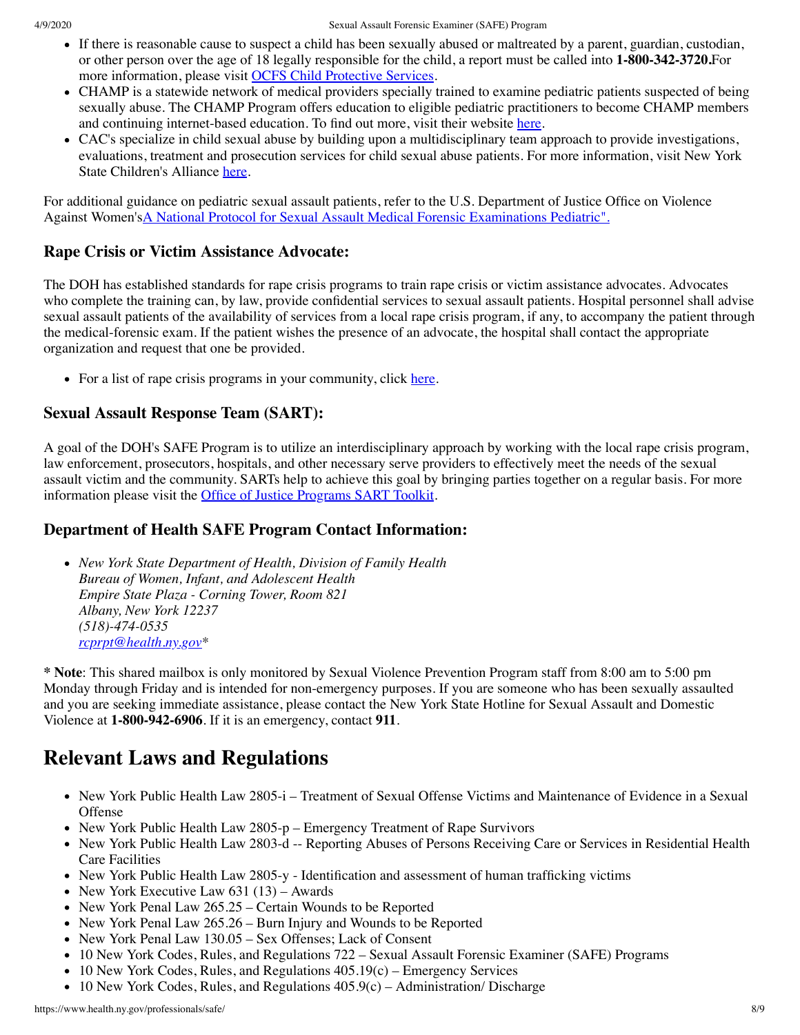- If there is reasonable cause to suspect a child has been sexually abused or maltreated by a parent, guardian, custodian, or other person over the age of 18 legally responsible for the child, a report must be called into **1-800-342-3720.**For more information, please visit OCFS Child Protective Services.
- CHAMP is a statewide network of medical providers specially trained to examine pediatric patients suspected of being sexually abuse. The CHAMP Program offers education to eligible pediatric practitioners to become CHAMP members and continuing internet-based education. To find out more, visit their website here.
- CAC's specialize in child sexual abuse by building upon a multidisciplinary team approach to provide investigations, evaluations, treatment and prosecution services for child sexual abuse patients. For more information, visit New York State Children's Alliance here.

For additional guidance on pediatric sexual assault patients, refer to the U.S. Department of Justice Office on Violence Against Women'sA National Protocol for Sexual Assault Medical Forensic Examinations Pediatric".

### Rape Crisis or Victim Assistance Advocate:

The DOH has established standards for rape crisis programs to train rape crisis or victim assistance advocates. Advocates who complete the training can, by law, provide confidential services to sexual assault patients. Hospital personnel shall advise sexual assault patients of the availability of services from a local rape crisis program, if any, to accompany the patient through the medical-forensic exam. If the patient wishes the presence of an advocate, the hospital shall contact the appropriate organization and request that one be provided.

- For a list of rape crisis programs in your community, click here.

### Sexual Assault Response Team (SART):

A goal of the DOH's SAFE Program is to utilize an interdisciplinary approach by working with the local rape crisis program, law enforcement, prosecutors, hospitals, and other necessary serve providers to effectively meet the needs of the sexual assault victim and the community. SARTs help to achieve this goal by bringing parties together on a regular basis. For more information please visit the Office of Justice Programs SART Toolkit.

### Department of Health SAFE Program Contact Information:

- *New York State Department of Health, Division of Family Health*
  *Bureau of Women, Infant, and Adolescent Health*
  *Empire State Plaza - Corning Tower, Room 821*
  *Albany, New York 12237*
  *(518)-474-0535*
  *rcprpt@health.ny.gov**

**\* Note**: This shared mailbox is only monitored by Sexual Violence Prevention Program staff from 8:00 am to 5:00 pm Monday through Friday and is intended for non-emergency purposes. If you are someone who has been sexually assaulted and you are seeking immediate assistance, please contact the New York State Hotline for Sexual Assault and Domestic Violence at **1-800-942-6906**. If it is an emergency, contact **911**.

## Relevant Laws and Regulations

- New York Public Health Law 2805-i – Treatment of Sexual Offense Victims and Maintenance of Evidence in a Sexual Offense
- New York Public Health Law 2805-p – Emergency Treatment of Rape Survivors
- New York Public Health Law 2803-d -- Reporting Abuses of Persons Receiving Care or Services in Residential Health Care Facilities
- New York Public Health Law 2805-y - Identification and assessment of human trafficking victims
- New York Executive Law 631 (13) – Awards
- New York Penal Law 265.25 – Certain Wounds to be Reported
- New York Penal Law 265.26 – Burn Injury and Wounds to be Reported
- New York Penal Law 130.05 – Sex Offenses; Lack of Consent
- 10 New York Codes, Rules, and Regulations 722 – Sexual Assault Forensic Examiner (SAFE) Programs
- 10 New York Codes, Rules, and Regulations 405.19(c) – Emergency Services
- 10 New York Codes, Rules, and Regulations 405.9(c) – Administration/ Discharge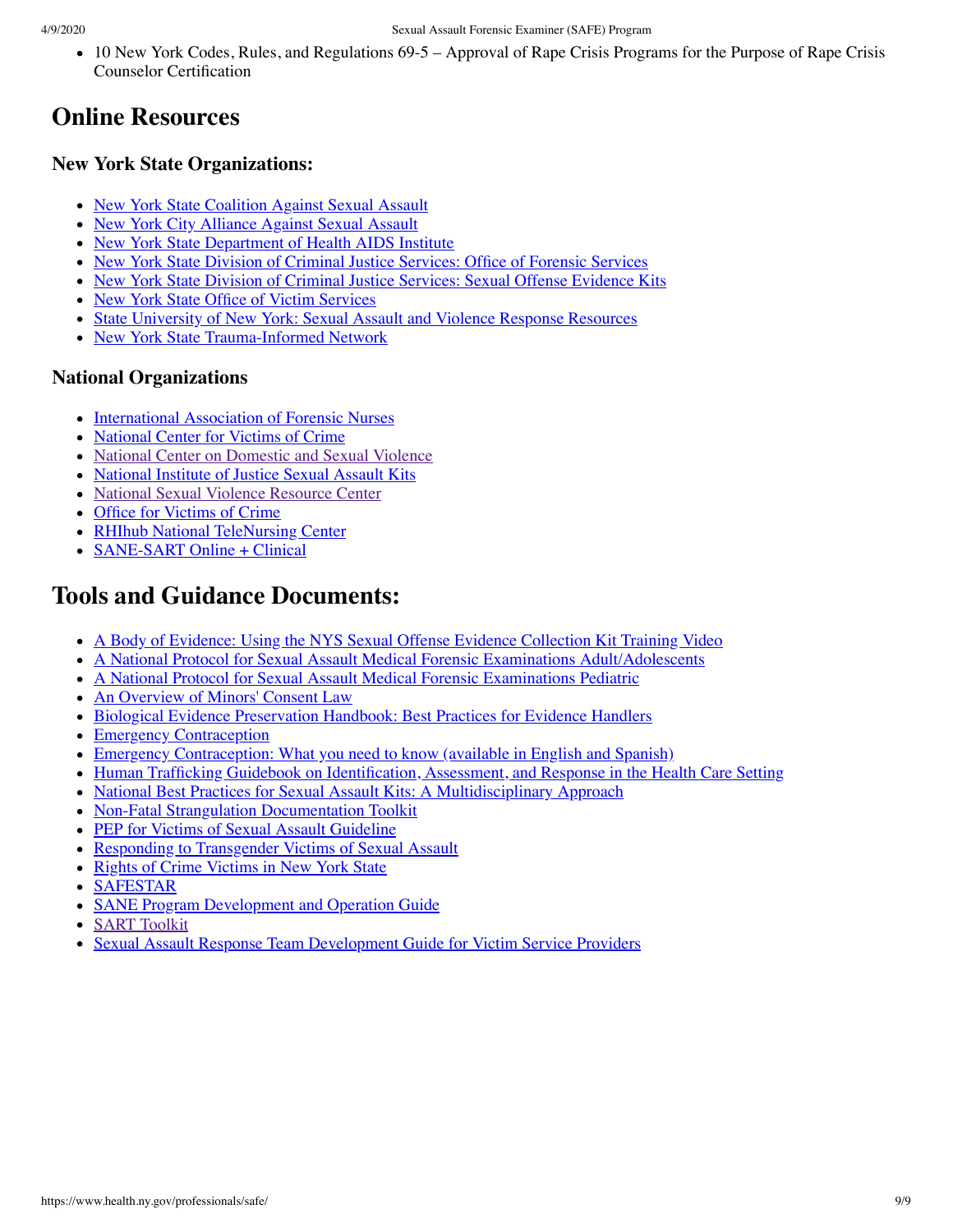- 10 New York Codes, Rules, and Regulations 69-5 – Approval of Rape Crisis Programs for the Purpose of Rape Crisis Counselor Certification

## Online Resources

### New York State Organizations:

- New York State Coalition Against Sexual Assault
- New York City Alliance Against Sexual Assault
- New York State Department of Health AIDS Institute
- New York State Division of Criminal Justice Services: Office of Forensic Services
- New York State Division of Criminal Justice Services: Sexual Offense Evidence Kits
- New York State Office of Victim Services
- State University of New York: Sexual Assault and Violence Response Resources
- New York State Trauma-Informed Network

### National Organizations

- International Association of Forensic Nurses
- National Center for Victims of Crime
- National Center on Domestic and Sexual Violence
- National Institute of Justice Sexual Assault Kits
- National Sexual Violence Resource Center
- Office for Victims of Crime
- RHIhub National TeleNursing Center
- SANE-SART Online + Clinical

## Tools and Guidance Documents:

- A Body of Evidence: Using the NYS Sexual Offense Evidence Collection Kit Training Video
- A National Protocol for Sexual Assault Medical Forensic Examinations Adult/Adolescents
- A National Protocol for Sexual Assault Medical Forensic Examinations Pediatric
- An Overview of Minors' Consent Law
- Biological Evidence Preservation Handbook: Best Practices for Evidence Handlers
- Emergency Contraception
- Emergency Contraception: What you need to know (available in English and Spanish)
- Human Trafficking Guidebook on Identification, Assessment, and Response in the Health Care Setting
- National Best Practices for Sexual Assault Kits: A Multidisciplinary Approach
- Non-Fatal Strangulation Documentation Toolkit
- PEP for Victims of Sexual Assault Guideline
- Responding to Transgender Victims of Sexual Assault
- Rights of Crime Victims in New York State
- SAFESTAR
- SANE Program Development and Operation Guide
- SART Toolkit
- Sexual Assault Response Team Development Guide for Victim Service Providers